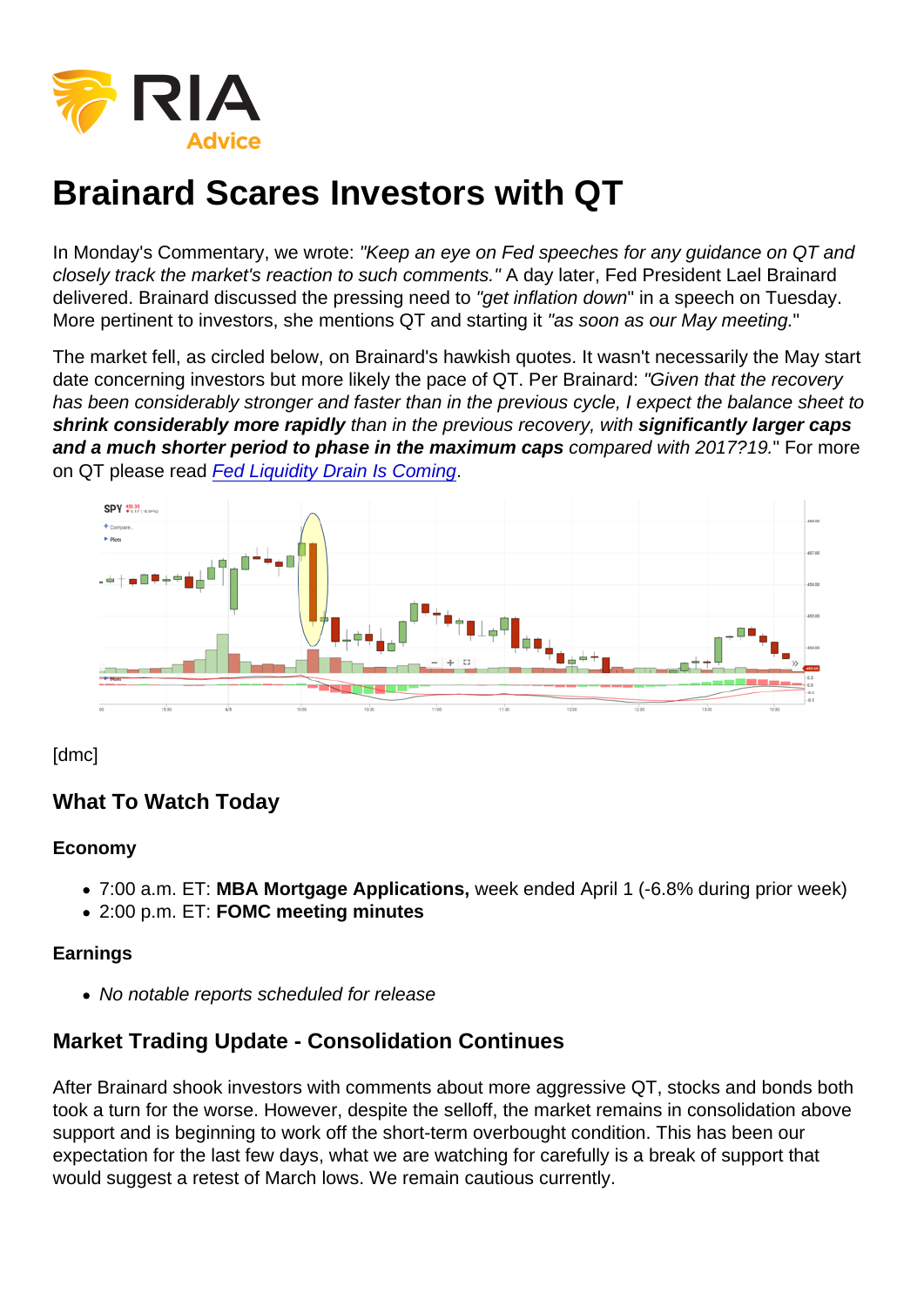# Brainard Scares Investors with QT

In Monday's Commentary, we wrote: *"Keep an eye on Fed speeches for any guidance on QT and closely track the market's reaction to such comments."* A day later, Fed President Lael Brainard delivered. Brainard discussed the pressing need to *"get inflation down"* in a speech on Tuesday. More pertinent to investors, she mentions QT and starting it *"as soon as our May meeting."*

The market fell, as circled below, on Brainard's hawkish quotes. It wasn't necessarily the May start date concerning investors but more likely the pace of QT. Per Brainard: *"Given that the recovery has been considerably stronger and faster than in the previous cycle, I expect the balance sheet to* ***shrink considerably more rapidly*** *than in the previous recovery, with* ***significantly larger caps and a much shorter period to phase in the maximum caps*** *compared with 2017?19."* For more on QT please read Fed Liquidity Drain Is Coming.

[dmc]

## What To Watch Today

### Economy

- 7:00 a.m. ET: **MBA Mortgage Applications,** week ended April 1 (-6.8% during prior week)
- 2:00 p.m. ET: **FOMC meeting minutes**

### Earnings

- *No notable reports scheduled for release*

## Market Trading Update - Consolidation Continues

After Brainard shook investors with comments about more aggressive QT, stocks and bonds both took a turn for the worse. However, despite the selloff, the market remains in consolidation above support and is beginning to work off the short-term overbought condition. This has been our expectation for the last few days, what we are watching for carefully is a break of support that would suggest a retest of March lows. We remain cautious currently.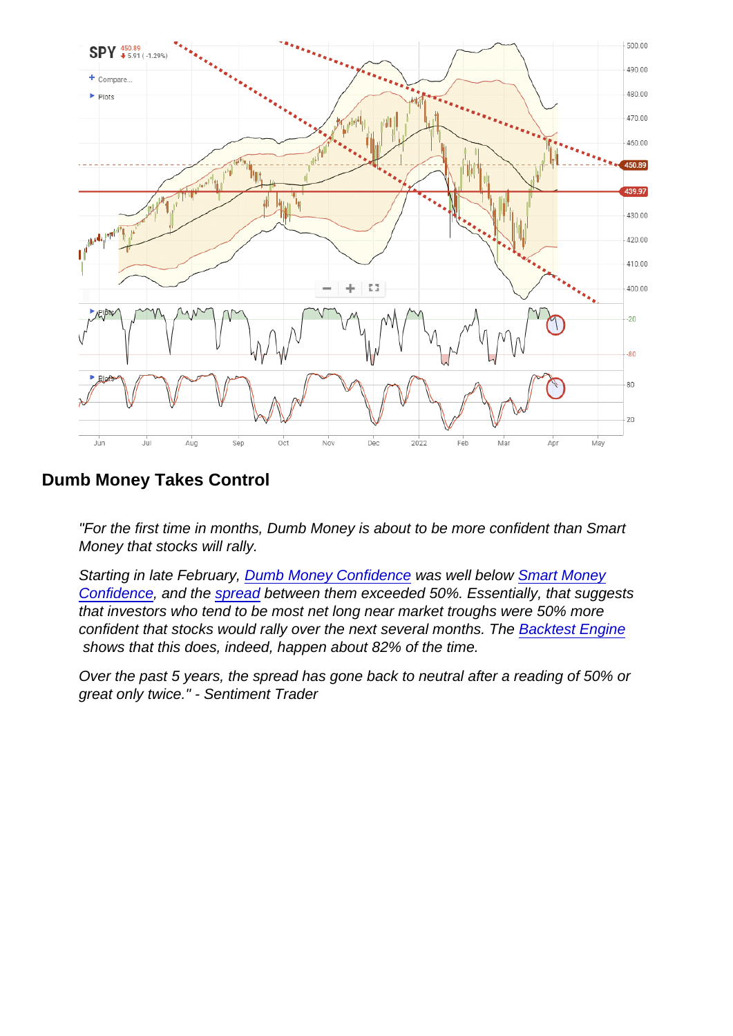## Dumb Money Takes Control

*"For the first time in months, Dumb Money is about to be more confident than Smart Money that stocks will rally.*

*Starting in late February, Dumb Money Confidence was well below Smart Money Confidence, and the spread between them exceeded 50%. Essentially, that suggests that investors who tend to be most net long near market troughs were 50% more confident that stocks would rally over the next several months. The Backtest Engine shows that this does, indeed, happen about 82% of the time.*

*Over the past 5 years, the spread has gone back to neutral after a reading of 50% or great only twice." - Sentiment Trader*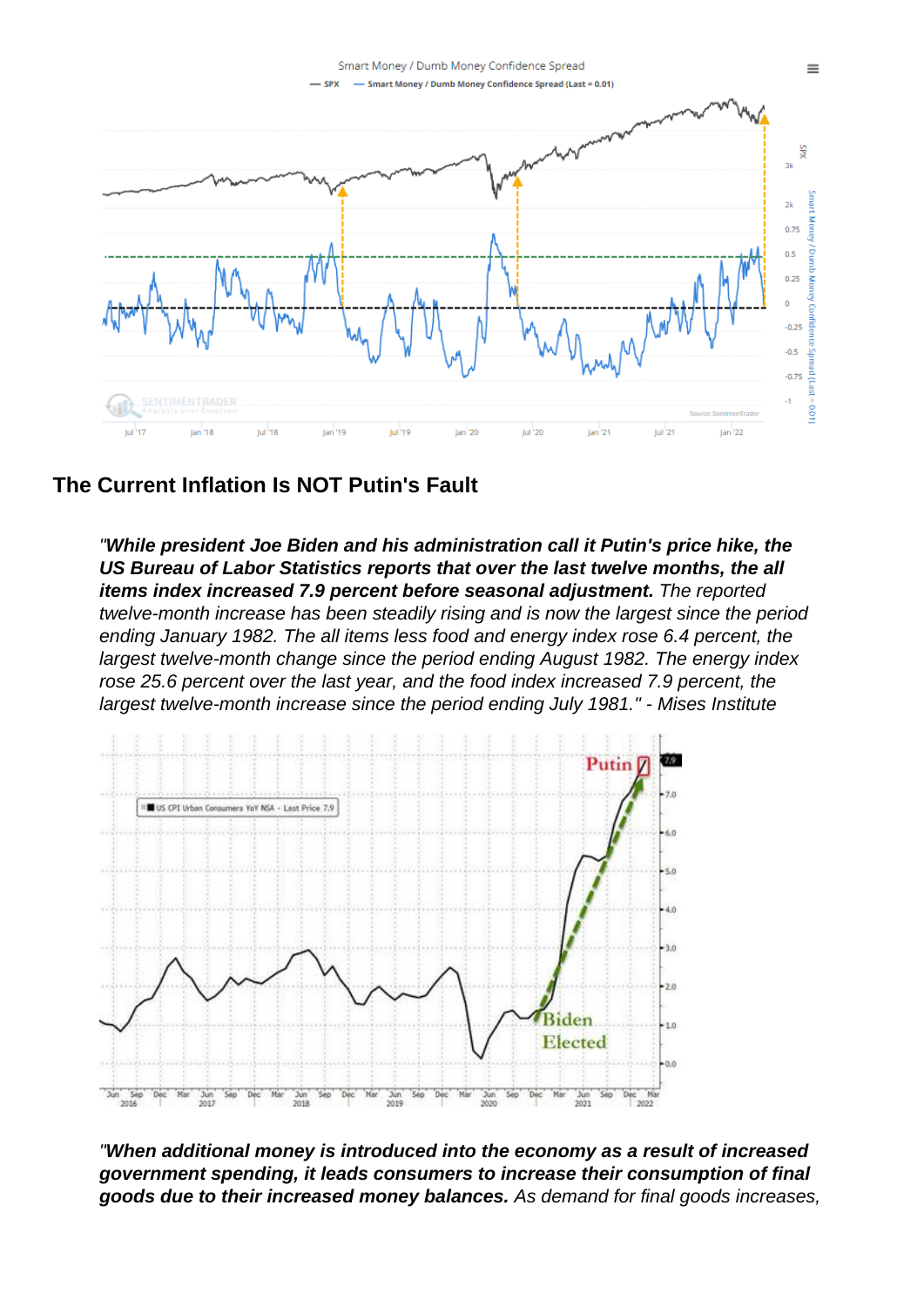## The Current Inflation Is NOT Putin's Fault

*"**While president Joe Biden and his administration call it Putin's price hike, the US Bureau of Labor Statistics reports that over the last twelve months, the all items index increased 7.9 percent before seasonal adjustment.** The reported twelve-month increase has been steadily rising and is now the largest since the period ending January 1982. The all items less food and energy index rose 6.4 percent, the largest twelve-month change since the period ending August 1982. The energy index rose 25.6 percent over the last year, and the food index increased 7.9 percent, the largest twelve-month increase since the period ending July 1981." - Mises Institute*

*"**When additional money is introduced into the economy as a result of increased government spending, it leads consumers to increase their consumption of final goods due to their increased money balances.** As demand for final goods increases,*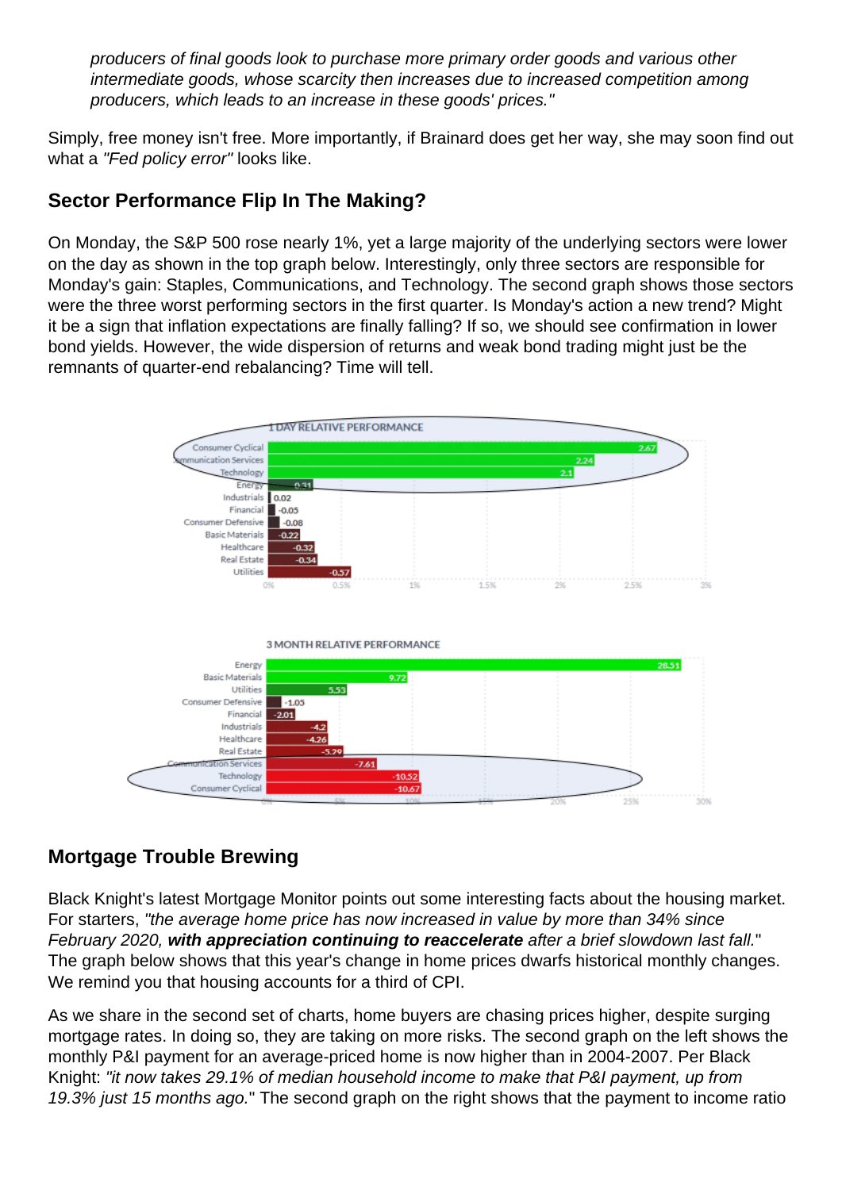*producers of final goods look to purchase more primary order goods and various other intermediate goods, whose scarcity then increases due to increased competition among producers, which leads to an increase in these goods' prices."*

Simply, free money isn't free. More importantly, if Brainard does get her way, she may soon find out what a *"Fed policy error"* looks like.

## Sector Performance Flip In The Making?

On Monday, the S&P 500 rose nearly 1%, yet a large majority of the underlying sectors were lower on the day as shown in the top graph below. Interestingly, only three sectors are responsible for Monday's gain: Staples, Communications, and Technology. The second graph shows those sectors were the three worst performing sectors in the first quarter. Is Monday's action a new trend? Might it be a sign that inflation expectations are finally falling? If so, we should see confirmation in lower bond yields. However, the wide dispersion of returns and weak bond trading might just be the remnants of quarter-end rebalancing? Time will tell.

**1 DAY RELATIVE PERFORMANCE**

| Sector | % |
|---|---|
| Consumer Cyclical | 2.67 |
| Communication Services | 2.24 |
| Technology | 2.1 |
| Energy | -0.31 |
| Industrials | 0.02 |
| Financial | -0.05 |
| Consumer Defensive | -0.08 |
| Basic Materials | -0.22 |
| Healthcare | -0.32 |
| Real Estate | -0.34 |
| Utilities | -0.57 |

**3 MONTH RELATIVE PERFORMANCE**

| Sector | % |
|---|---|
| Energy | 28.51 |
| Basic Materials | 9.72 |
| Utilities | 5.53 |
| Consumer Defensive | -1.05 |
| Financial | -2.01 |
| Industrials | -4.2 |
| Healthcare | -4.26 |
| Real Estate | -5.29 |
| Communication Services | -7.61 |
| Technology | -10.52 |
| Consumer Cyclical | -10.67 |

## Mortgage Trouble Brewing

Black Knight's latest Mortgage Monitor points out some interesting facts about the housing market. For starters, *"the average home price has now increased in value by more than 34% since February 2020, **with appreciation continuing to reaccelerate** after a brief slowdown last fall.*" The graph below shows that this year's change in home prices dwarfs historical monthly changes. We remind you that housing accounts for a third of CPI.

As we share in the second set of charts, home buyers are chasing prices higher, despite surging mortgage rates. In doing so, they are taking on more risks. The second graph on the left shows the monthly P&I payment for an average-priced home is now higher than in 2004-2007. Per Black Knight: *"it now takes 29.1% of median household income to make that P&I payment, up from 19.3% just 15 months ago.*" The second graph on the right shows that the payment to income ratio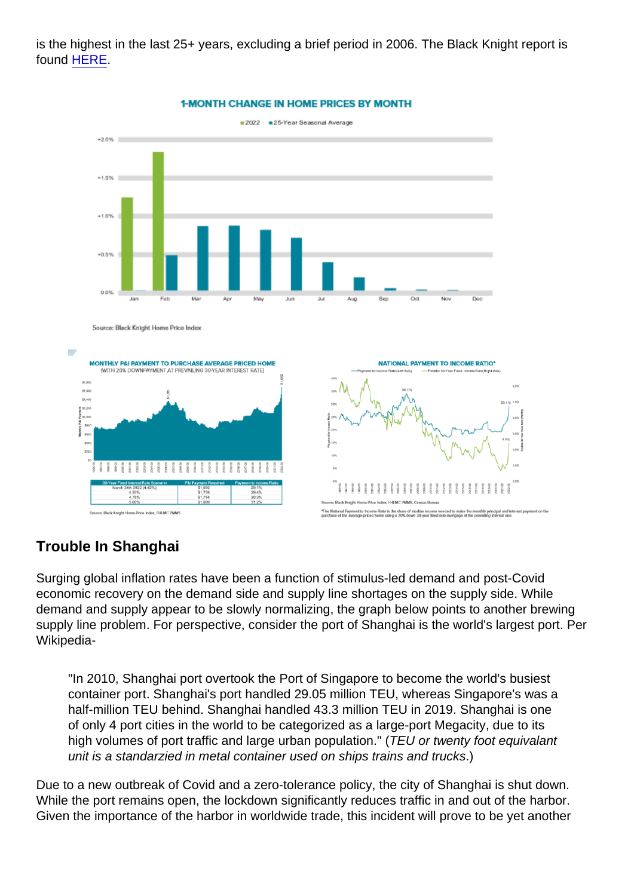is the highest in the last 25+ years, excluding a brief period in 2006. The Black Knight report is found HERE.

**1-MONTH CHANGE IN HOME PRICES BY MONTH**

2022 | 25-Year Seasonal Average

Source: Black Knight Home Price Index

**MONTHLY P&I PAYMENT TO PURCHASE AVERAGE PRICED HOME**
(WITH 20% DOWNPAYMENT AT PREVAILING 30-YEAR INTEREST RATE)

| 30-Year Fixed Interest Rate Scenario | P&I Payment Required | Payment to Income Ratio |
|---|---|---|
| March 24th 2022 (4.42%) | $1,692 | 29.1% |
| 4.50% | $1,708 | 29.4% |
| 4.75% | $1,758 | 30.3% |
| 5.00% | $1,809 | 31.2% |

Source: Black Knight Home Price Index, FHLMC PMMS

**NATIONAL PAYMENT TO INCOME RATIO***

Source: Black Knight Home Price Index, FHLMC PMMS, Census Bureau

*The National Payment to Income Ratio is the share of median income needed to make the monthly principal and interest payment on the purchase of the average-priced home using a 20% down 30-year fixed rate mortgage at the prevailing interest rate

## Trouble In Shanghai

Surging global inflation rates have been a function of stimulus-led demand and post-Covid economic recovery on the demand side and supply line shortages on the supply side. While demand and supply appear to be slowly normalizing, the graph below points to another brewing supply line problem. For perspective, consider the port of Shanghai is the world's largest port. Per Wikipedia-

> "In 2010, Shanghai port overtook the Port of Singapore to become the world's busiest container port. Shanghai's port handled 29.05 million TEU, whereas Singapore's was a half-million TEU behind. Shanghai handled 43.3 million TEU in 2019. Shanghai is one of only 4 port cities in the world to be categorized as a large-port Megacity, due to its high volumes of port traffic and large urban population." (*TEU or twenty foot equivalant unit is a standarzied in metal container used on ships trains and trucks*.)

Due to a new outbreak of Covid and a zero-tolerance policy, the city of Shanghai is shut down. While the port remains open, the lockdown significantly reduces traffic in and out of the harbor. Given the importance of the harbor in worldwide trade, this incident will prove to be yet another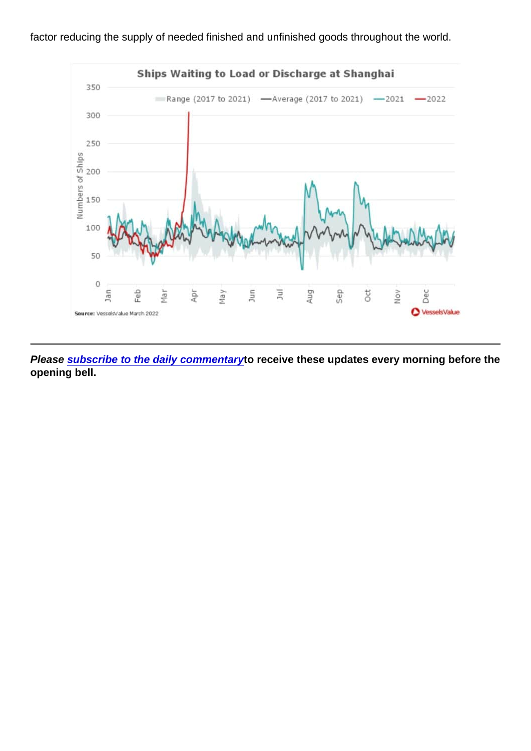factor reducing the supply of needed finished and unfinished goods throughout the world.

Ships Waiting to Load or Discharge at Shanghai

Range (2017 to 2021) — Average (2017 to 2021) — 2021 — 2022

350
300
250
200
150
100
50
0

Numbers of Ships

Jan Feb Mar Apr May Jun Jul Aug Sep Oct Nov Dec

Source: VesselsValue March 2022

VesselsValue

---

***Please [subscribe to the daily commentary](#)*** **to receive these updates every morning before the opening bell.**